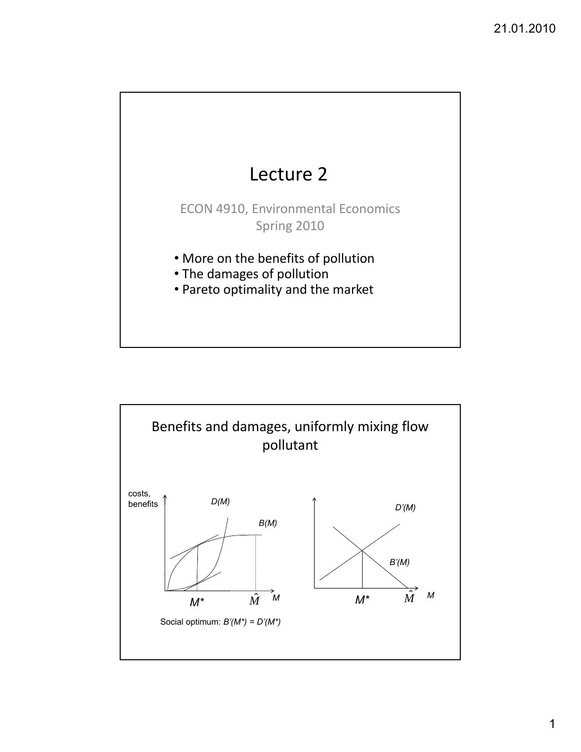# Lecture 2

ECON 4910, Environmental Economics
Spring 2010

- More on the benefits of pollution
- The damages of pollution
- Pareto optimality and the market

## Benefits and damages, uniformly mixing flow pollutant

costs, benefits

$D(M)$

$B(M)$

$M^*$ $\hat{M}$ $M$

$D'(M)$

$B'(M)$

$M^*$ $\hat{M}$ $M$

Social optimum: $B'(M^*) = D'(M^*)$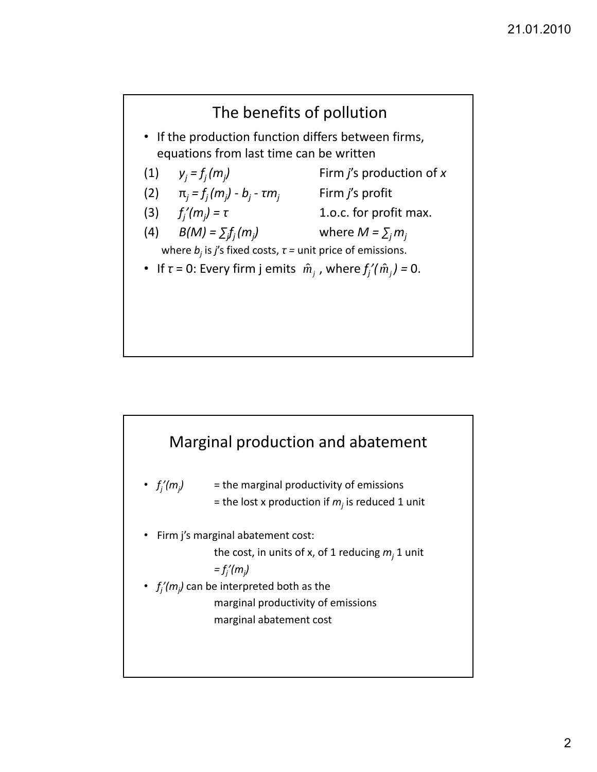## The benefits of pollution

- If the production function differs between firms, equations from last time can be written

(1) $y_j = f_j(m_j)$ — Firm *j*'s production of *x*

(2) $\pi_j = f_j(m_j) - b_j - \tau m_j$ — Firm *j*'s profit

(3) $f_j'(m_j) = \tau$ — 1.o.c. for profit max.

(4) $B(M) = \sum_j f_j(m_j)$ — where $M = \sum_j m_j$

where $b_j$ is *j*'s fixed costs, $\tau$ = unit price of emissions.

- If $\tau = 0$: Every firm j emits $\hat{m}_j$, where $f_j'(\hat{m}_j) = 0$.

## Marginal production and abatement

- $f_j'(m_j)$ = the marginal productivity of emissions = the lost x production if $m_j$ is reduced 1 unit
- Firm j's marginal abatement cost: the cost, in units of x, of 1 reducing $m_j$ 1 unit $= f_j'(m_j)$
- $f_j'(m_j)$ can be interpreted both as the
  - marginal productivity of emissions
  - marginal abatement cost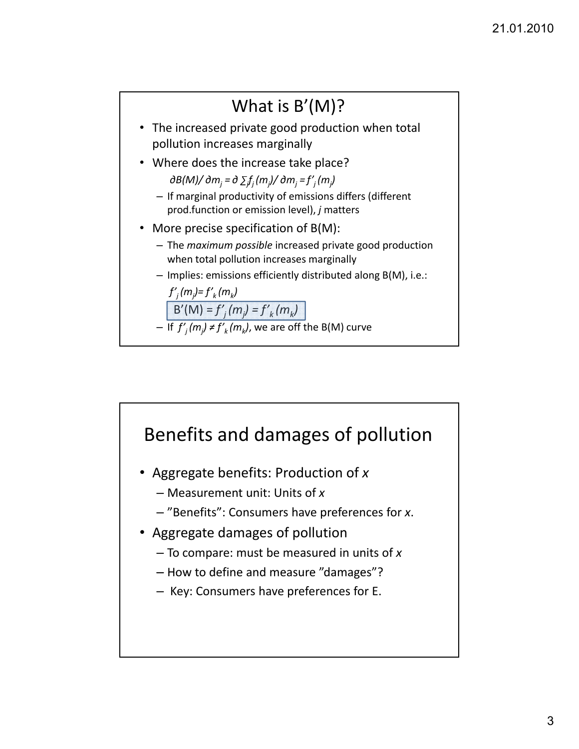## What is B'(M)?

- The increased private good production when total pollution increases marginally
- Where does the increase take place?
  - $\partial B(M)/\partial m_j = \partial \sum_j f_j(m_j)/\partial m_j = f'_j(m_j)$
  - If marginal productivity of emissions differs (different prod.function or emission level), *j* matters
- More precise specification of B(M):
  - The *maximum possible* increased private good production when total pollution increases marginally
  - Implies: emissions efficiently distributed along B(M), i.e.:
    $f'_j(m_j) = f'_k(m_k)$
    $B'(M) = f'_j(m_j) = f'_k(m_k)$
  - If $f'_j(m_j) \neq f'_k(m_k)$, we are off the B(M) curve

## Benefits and damages of pollution

- Aggregate benefits: Production of *x*
  - Measurement unit: Units of *x*
  - "Benefits": Consumers have preferences for *x*.
- Aggregate damages of pollution
  - To compare: must be measured in units of *x*
  - How to define and measure "damages"?
  - Key: Consumers have preferences for E.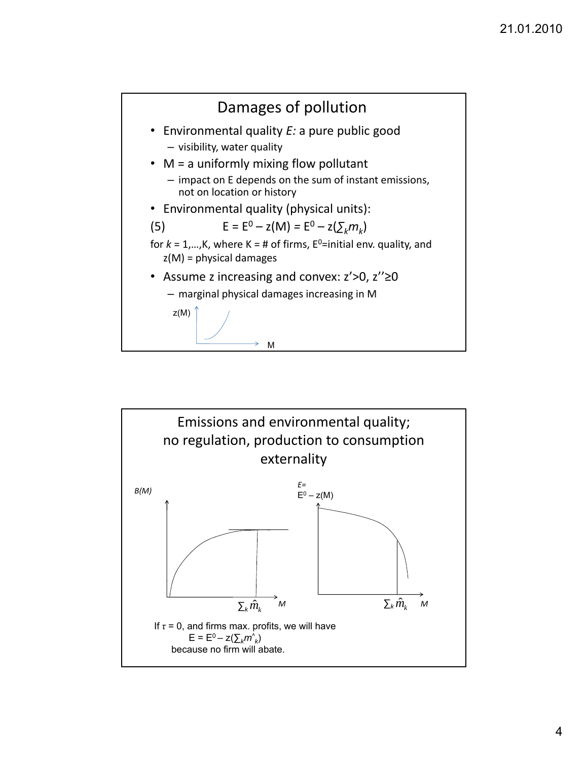## Damages of pollution

- Environmental quality *E:* a pure public good
  - visibility, water quality
- M = a uniformly mixing flow pollutant
  - impact on E depends on the sum of instant emissions, not on location or history
- Environmental quality (physical units):

(5) $$E = E^0 - z(M) = E^0 - z(\sum_k m_k)$$

for $k = 1,\dots,K$, where K = # of firms, $E^0$=initial env. quality, and $z(M)$ = physical damages

- Assume z increasing and convex: $z' > 0$, $z'' \geq 0$
  - marginal physical damages increasing in M

z(M)

M

## Emissions and environmental quality; no regulation, production to consumption externality

*B(M)*

$\sum_k \hat{m}_k$ *M*

*E=* $E^0 - z(M)$

$\sum_k \hat{m}_k$ *M*

If $\tau = 0$, and firms max. profits, we will have
$E = E^0 - z(\sum_k \hat{m}_k)$
because no firm will abate.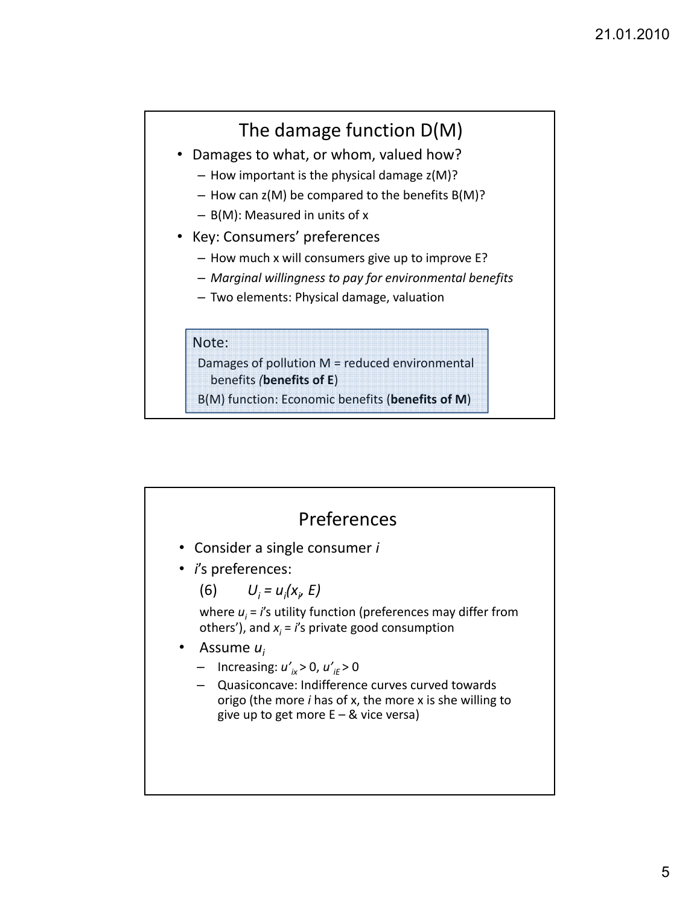## The damage function D(M)

- Damages to what, or whom, valued how?
  - How important is the physical damage z(M)?
  - How can z(M) be compared to the benefits B(M)?
  - B(M): Measured in units of x
- Key: Consumers' preferences
  - How much x will consumers give up to improve E?
  - *Marginal willingness to pay for environmental benefits*
  - Two elements: Physical damage, valuation

> Note:
>
> Damages of pollution M = reduced environmental benefits (**benefits of E**)
>
> B(M) function: Economic benefits (**benefits of M**)

## Preferences

- Consider a single consumer *i*
- *i*'s preferences:

  (6) $U_i = u_i(x_i, E)$

  where $u_i$ = *i*'s utility function (preferences may differ from others'), and $x_i$ = *i*'s private good consumption
- Assume $u_i$
  - Increasing: $u'_{ix} > 0$, $u'_{iE} > 0$
  - Quasiconcave: Indifference curves curved towards origo (the more *i* has of x, the more x is she willing to give up to get more E – & vice versa)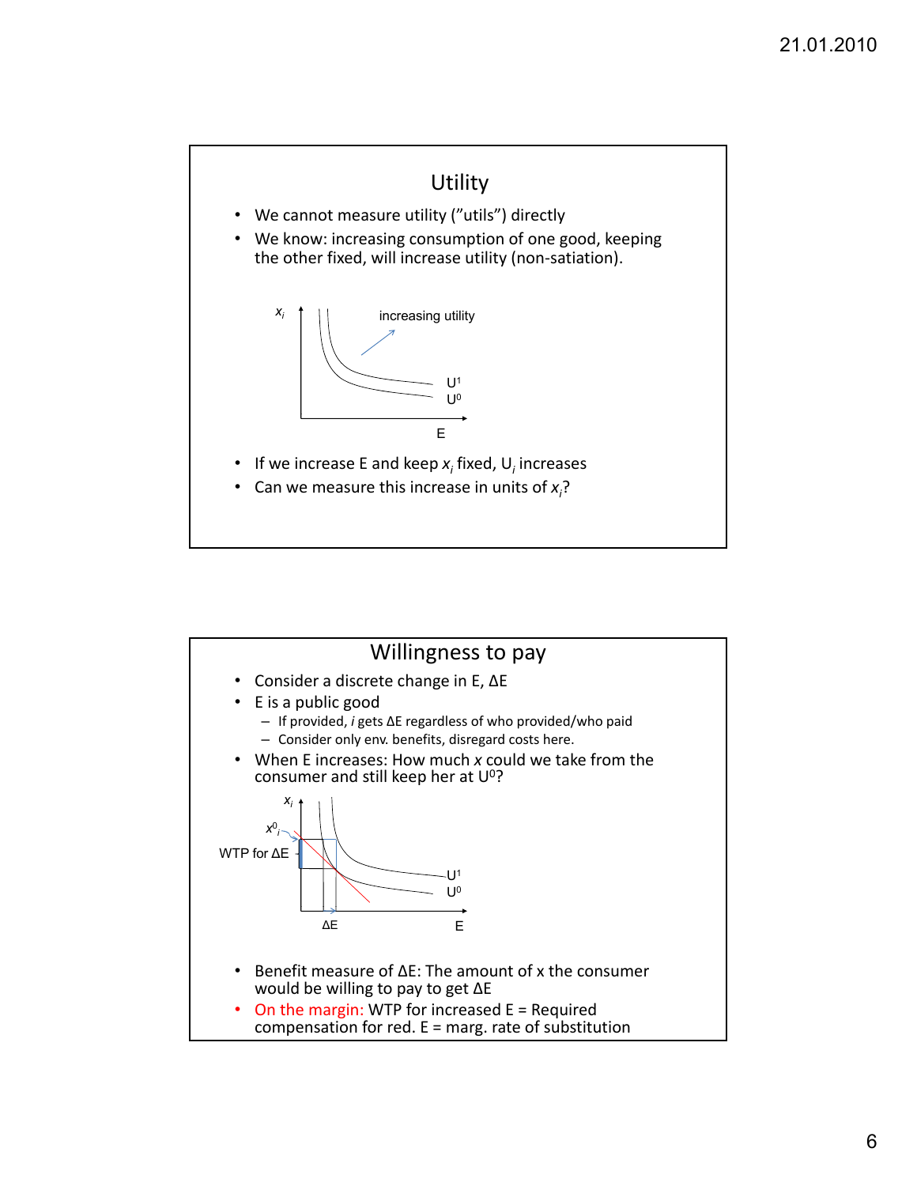## Utility

- We cannot measure utility ("utils") directly
- We know: increasing consumption of one good, keeping the other fixed, will increase utility (non-satiation).

$x_i$ | increasing utility | $U^1$ | $U^0$ | E

- If we increase E and keep $x_i$ fixed, $U_i$ increases
- Can we measure this increase in units of $x_i$?

## Willingness to pay

- Consider a discrete change in E, ΔE
- E is a public good
  - If provided, *i* gets ΔE regardless of who provided/who paid
  - Consider only env. benefits, disregard costs here.
- When E increases: How much *x* could we take from the consumer and still keep her at $U^0$?

$x_i$ | $x^0_i$ | WTP for ΔE | $U^1$ | $U^0$ | ΔE | E

- Benefit measure of ΔE: The amount of x the consumer would be willing to pay to get ΔE
- On the margin: WTP for increased E = Required compensation for red. E = marg. rate of substitution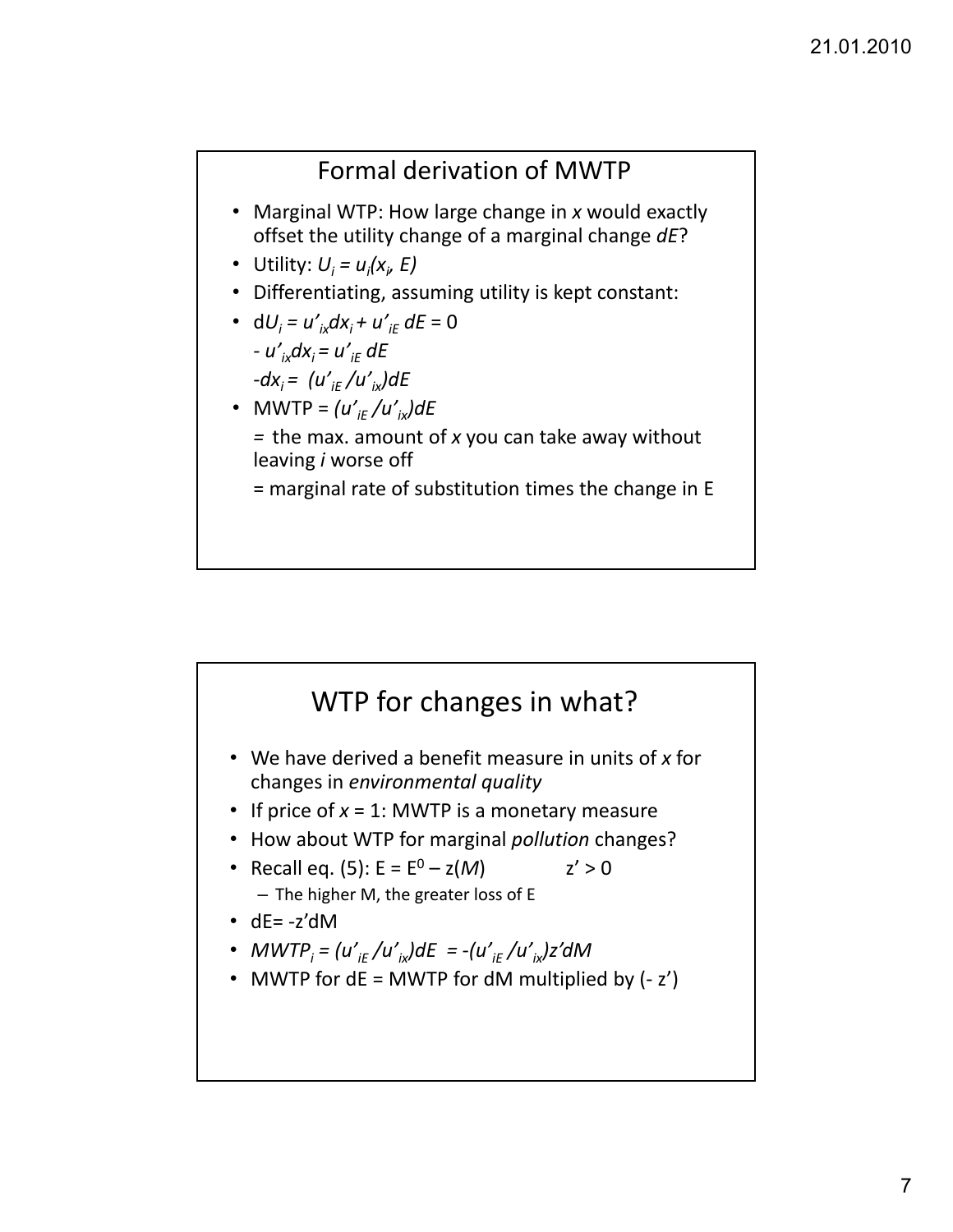## Formal derivation of MWTP

- Marginal WTP: How large change in *x* would exactly offset the utility change of a marginal change *dE*?
- Utility: $U_i = u_i(x_i, E)$
- Differentiating, assuming utility is kept constant:
- $dU_i = u'_{ix}dx_i + u'_{iE}\, dE = 0$
  - $-u'_{ix}dx_i = u'_{iE}\, dE$
  - $-dx_i = (u'_{iE} / u'_{ix})dE$
- MWTP = $(u'_{iE} / u'_{ix})dE$
  - = the max. amount of *x* you can take away without leaving *i* worse off
  - = marginal rate of substitution times the change in E

## WTP for changes in what?

- We have derived a benefit measure in units of *x* for changes in *environmental quality*
- If price of *x* = 1: MWTP is a monetary measure
- How about WTP for marginal *pollution* changes?
- Recall eq. (5): $E = E^0 - z(M)$ $\quad$ $z' > 0$
  - The higher M, the greater loss of E
- $dE = -z'dM$
- $MWTP_i = (u'_{iE} / u'_{ix})dE = -(u'_{iE} / u'_{ix})z'dM$
- MWTP for dE = MWTP for dM multiplied by ($-z'$)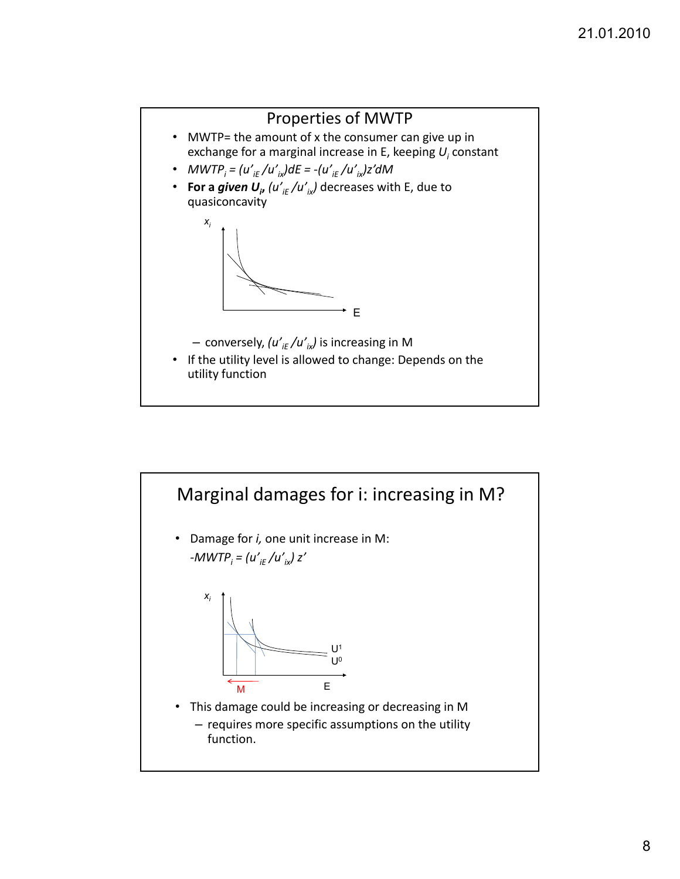## Properties of MWTP

- MWTP= the amount of x the consumer can give up in exchange for a marginal increase in E, keeping $U_i$ constant
- $MWTP_i = (u'_{iE} / u'_{ix})dE = -(u'_{iE} / u'_{ix})z'dM$
- **For a *given* $U_i$,** $(u'_{iE} / u'_{ix})$ decreases with E, due to quasiconcavity
  - conversely, $(u'_{iE} / u'_{ix})$ is increasing in M
- If the utility level is allowed to change: Depends on the utility function

## Marginal damages for i: increasing in M?

- Damage for *i*, one unit increase in M:
  $-MWTP_i = (u'_{iE} / u'_{ix})\, z'$
- This damage could be increasing or decreasing in M
  - requires more specific assumptions on the utility function.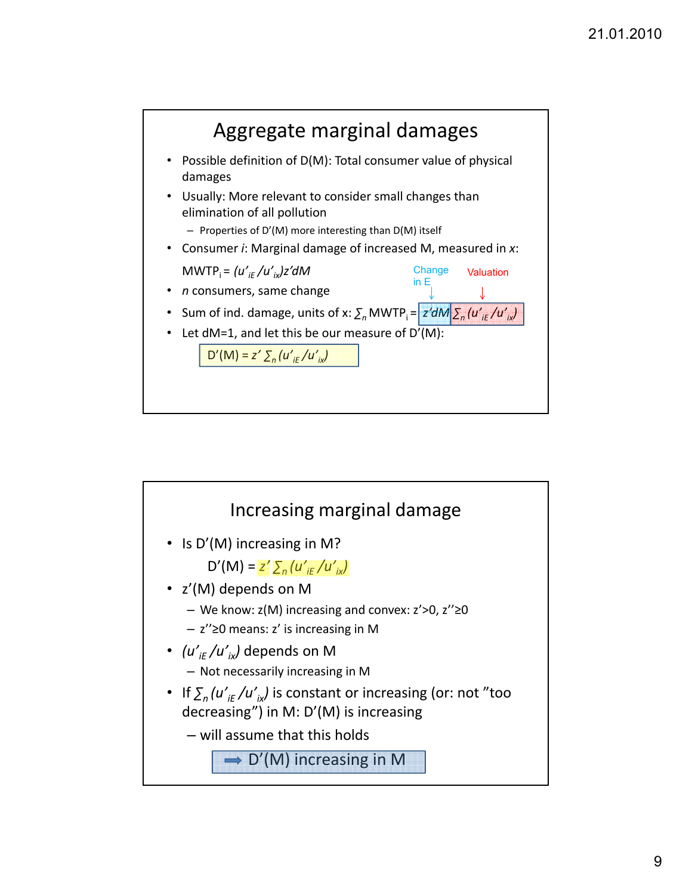## Aggregate marginal damages

- Possible definition of D(M): Total consumer value of physical damages
- Usually: More relevant to consider small changes than elimination of all pollution
  - Properties of D'(M) more interesting than D(M) itself
- Consumer *i*: Marginal damage of increased M, measured in *x*:

  $MWTP_i = (u'_{iE}/u'_{ix})z'dM$
- *n* consumers, same change
- Sum of ind. damage, units of x: $\sum_n MWTP_i = z'dM \sum_n (u'_{iE}/u'_{ix})$

  (Change in E: $z'dM$; Valuation: $\sum_n (u'_{iE}/u'_{ix})$)
- Let dM=1, and let this be our measure of D'(M):

  $D'(M) = z' \sum_n (u'_{iE}/u'_{ix})$

## Increasing marginal damage

- Is D'(M) increasing in M?

  $D'(M) = z' \sum_n (u'_{iE}/u'_{ix})$
- z'(M) depends on M
  - We know: z(M) increasing and convex: $z'>0$, $z''\geq 0$
  - $z''\geq 0$ means: z' is increasing in M
- $(u'_{iE}/u'_{ix})$ depends on M
  - Not necessarily increasing in M
- If $\sum_n (u'_{iE}/u'_{ix})$ is constant or increasing (or: not "too decreasing") in M: D'(M) is increasing
  - will assume that this holds

  ⟹ D'(M) increasing in M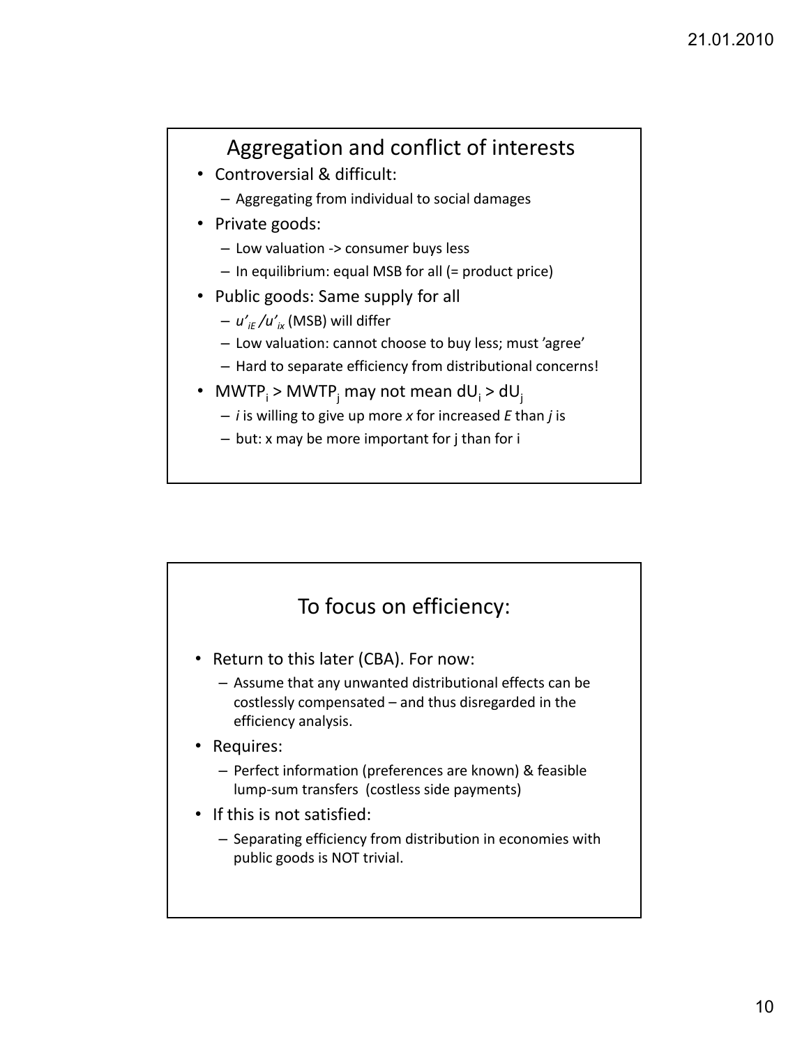## Aggregation and conflict of interests

- Controversial & difficult:
  - Aggregating from individual to social damages
- Private goods:
  - Low valuation -> consumer buys less
  - In equilibrium: equal MSB for all (= product price)
- Public goods: Same supply for all
  - $u'_{iE} / u'_{ix}$ (MSB) will differ
  - Low valuation: cannot choose to buy less; must 'agree'
  - Hard to separate efficiency from distributional concerns!
- $\text{MWTP}_i > \text{MWTP}_j$ may not mean $dU_i > dU_j$
  - *i* is willing to give up more *x* for increased *E* than *j* is
  - but: x may be more important for j than for i

## To focus on efficiency:

- Return to this later (CBA). For now:
  - Assume that any unwanted distributional effects can be costlessly compensated – and thus disregarded in the efficiency analysis.
- Requires:
  - Perfect information (preferences are known) & feasible lump-sum transfers (costless side payments)
- If this is not satisfied:
  - Separating efficiency from distribution in economies with public goods is NOT trivial.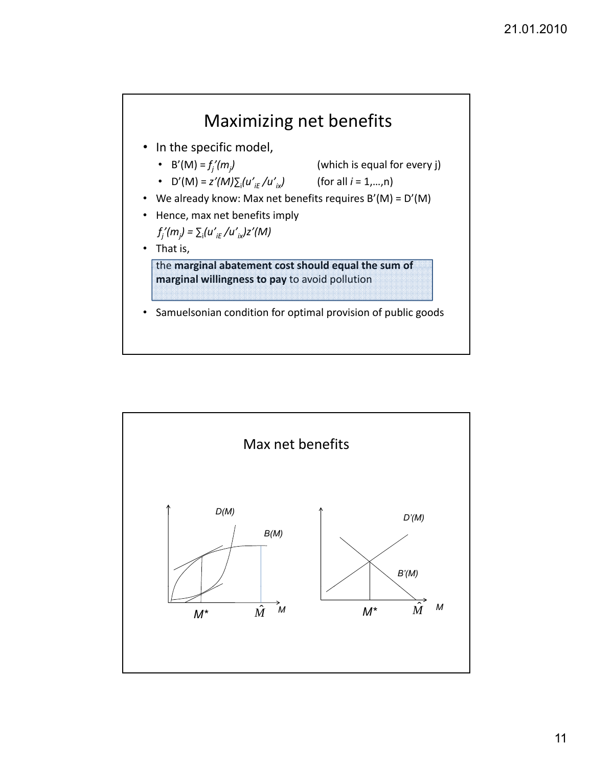# Maximizing net benefits

- In the specific model,
  - $B'(M) = f_j'(m_j)$ (which is equal for every j)
  - $D'(M) = z'(M)\sum_i(u'_{iE}/u'_{ix})$ (for all $i = 1,\ldots,n$)
- We already know: Max net benefits requires $B'(M) = D'(M)$
- Hence, max net benefits imply

  $f_j'(m_j) = \sum_i(u'_{iE}/u'_{ix})z'(M)$
- That is,

  the **marginal abatement cost should equal the sum of marginal willingness to pay** to avoid pollution
- Samuelsonian condition for optimal provision of public goods

## Max net benefits

D(M)

B(M)

$M^*$ $\hat{M}$ M

D'(M)

B'(M)

$M^*$ $\hat{M}$ M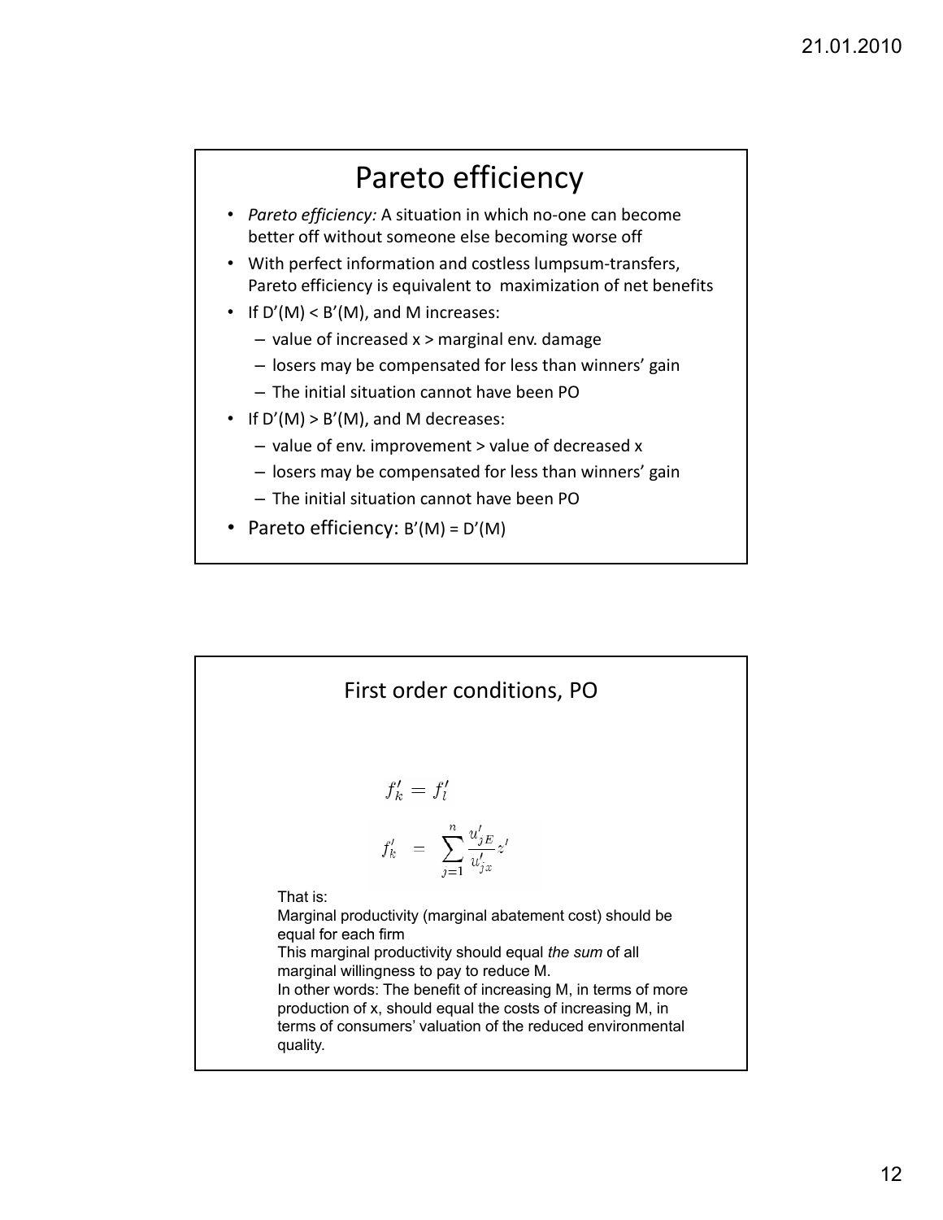# Pareto efficiency

- *Pareto efficiency:* A situation in which no-one can become better off without someone else becoming worse off
- With perfect information and costless lumpsum-transfers, Pareto efficiency is equivalent to maximization of net benefits
- If D'(M) < B'(M), and M increases:
  - value of increased x > marginal env. damage
  - losers may be compensated for less than winners' gain
  - The initial situation cannot have been PO
- If D'(M) > B'(M), and M decreases:
  - value of env. improvement > value of decreased x
  - losers may be compensated for less than winners' gain
  - The initial situation cannot have been PO
- Pareto efficiency: B'(M) = D'(M)

# First order conditions, PO

$$f_k' = f_l'$$

$$f_k' = \sum_{j=1}^{n} \frac{u_{jE}'}{u_{jx}'} z'$$

That is:
Marginal productivity (marginal abatement cost) should be equal for each firm
This marginal productivity should equal *the sum* of all marginal willingness to pay to reduce M.
In other words: The benefit of increasing M, in terms of more production of x, should equal the costs of increasing M, in terms of consumers' valuation of the reduced environmental quality.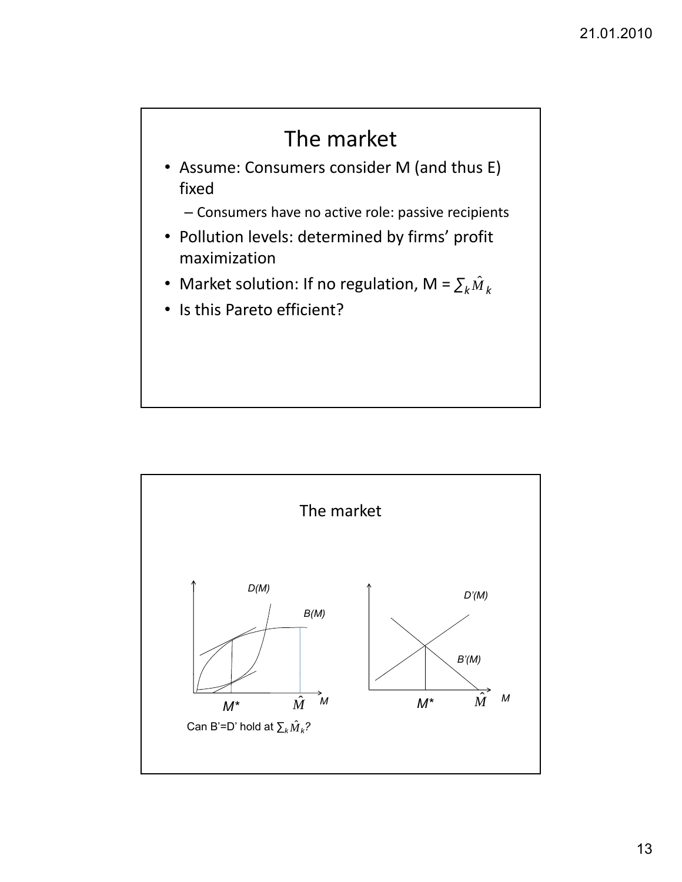# The market

- Assume: Consumers consider M (and thus E) fixed
  - Consumers have no active role: passive recipients
- Pollution levels: determined by firms' profit maximization
- Market solution: If no regulation, M = $\sum_k \hat{M}_k$
- Is this Pareto efficient?

## The market

D(M)

B(M)

$M^*$ $\hat{M}$ M

D'(M)

B'(M)

$M^*$ $\hat{M}$ M

Can B'=D' hold at $\sum_k \hat{M}_k$?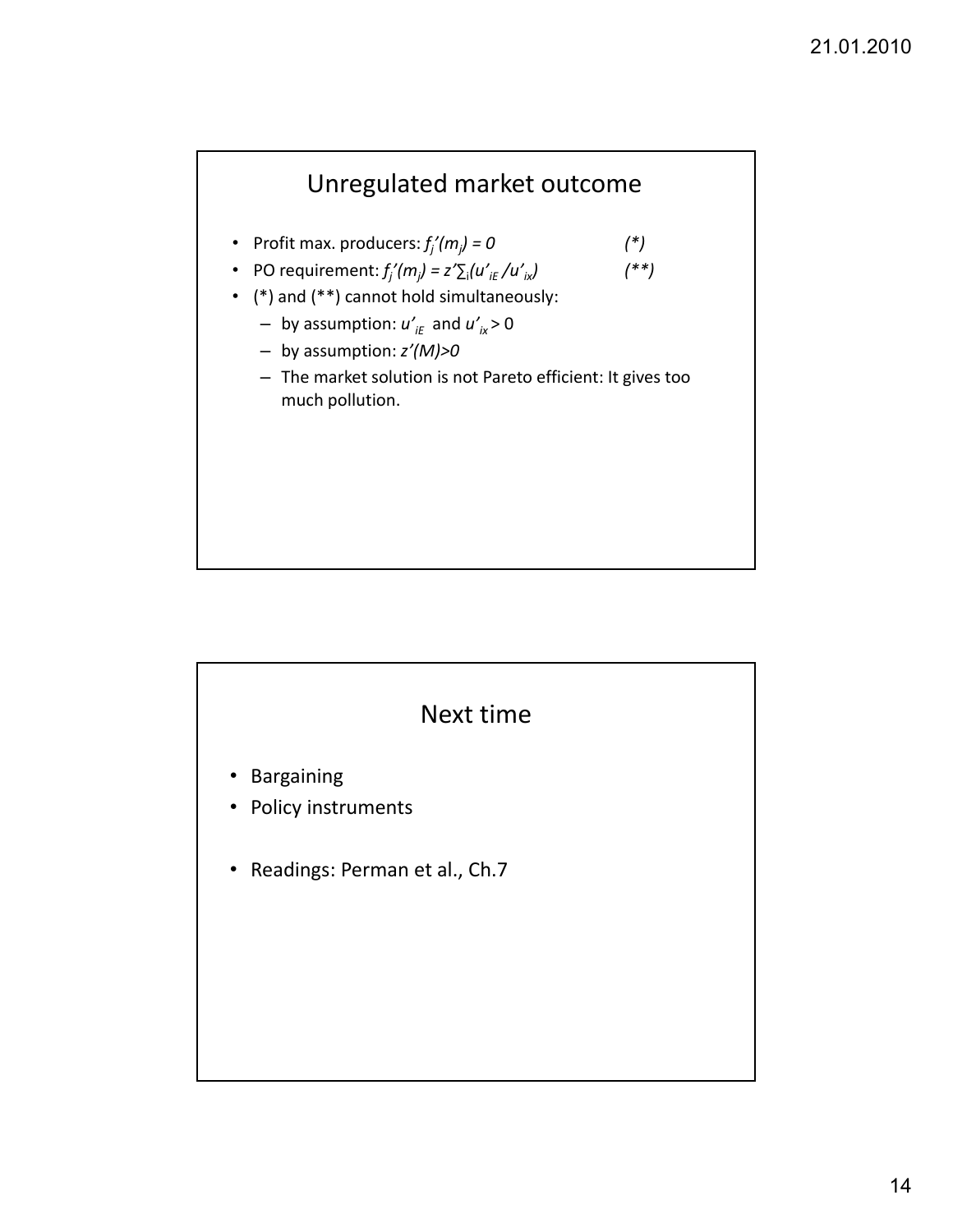## Unregulated market outcome

- Profit max. producers: $f_j'(m_j) = 0$ (*)
- PO requirement: $f_j'(m_j) = z'\sum_i(u'_{iE}/u'_{ix})$ (**)
- (*) and (**) cannot hold simultaneously:
  - by assumption: $u'_{iE}$ and $u'_{ix} > 0$
  - by assumption: $z'(M)>0$
  - The market solution is not Pareto efficient: It gives too much pollution.

## Next time

- Bargaining
- Policy instruments

- Readings: Perman et al., Ch.7